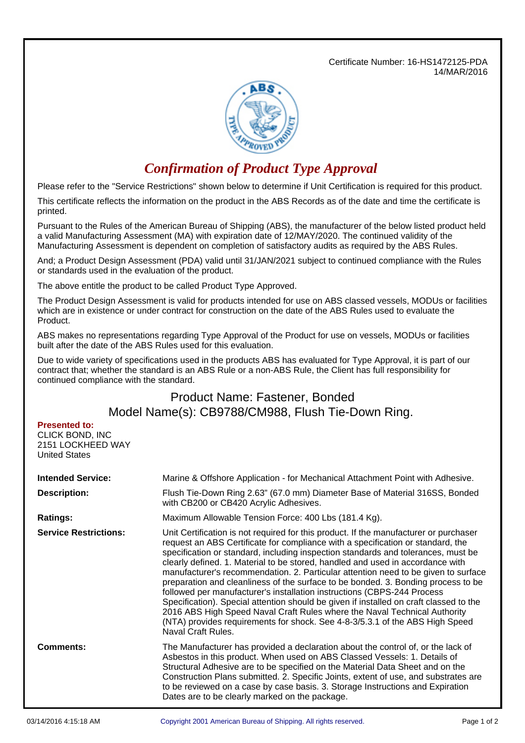Certificate Number: 16-HS1472125-PDA
14/MAR/2016

# *Confirmation of Product Type Approval*

Please refer to the "Service Restrictions" shown below to determine if Unit Certification is required for this product.

This certificate reflects the information on the product in the ABS Records as of the date and time the certificate is printed.

Pursuant to the Rules of the American Bureau of Shipping (ABS), the manufacturer of the below listed product held a valid Manufacturing Assessment (MA) with expiration date of 12/MAY/2020. The continued validity of the Manufacturing Assessment is dependent on completion of satisfactory audits as required by the ABS Rules.

And; a Product Design Assessment (PDA) valid until 31/JAN/2021 subject to continued compliance with the Rules or standards used in the evaluation of the product.

The above entitle the product to be called Product Type Approved.

The Product Design Assessment is valid for products intended for use on ABS classed vessels, MODUs or facilities which are in existence or under contract for construction on the date of the ABS Rules used to evaluate the Product.

ABS makes no representations regarding Type Approval of the Product for use on vessels, MODUs or facilities built after the date of the ABS Rules used for this evaluation.

Due to wide variety of specifications used in the products ABS has evaluated for Type Approval, it is part of our contract that; whether the standard is an ABS Rule or a non-ABS Rule, the Client has full responsibility for continued compliance with the standard.

## Product Name: Fastener, Bonded
## Model Name(s): CB9788/CM988, Flush Tie-Down Ring.

**Presented to:**
CLICK BOND, INC
2151 LOCKHEED WAY
United States

**Intended Service:** Marine & Offshore Application - for Mechanical Attachment Point with Adhesive.

**Description:** Flush Tie-Down Ring 2.63" (67.0 mm) Diameter Base of Material 316SS, Bonded with CB200 or CB420 Acrylic Adhesives.

**Ratings:** Maximum Allowable Tension Force: 400 Lbs (181.4 Kg).

**Service Restrictions:** Unit Certification is not required for this product. If the manufacturer or purchaser request an ABS Certificate for compliance with a specification or standard, the specification or standard, including inspection standards and tolerances, must be clearly defined. 1. Material to be stored, handled and used in accordance with manufacturer's recommendation. 2. Particular attention need to be given to surface preparation and cleanliness of the surface to be bonded. 3. Bonding process to be followed per manufacturer's installation instructions (CBPS-244 Process Specification). Special attention should be given if installed on craft classed to the 2016 ABS High Speed Naval Craft Rules where the Naval Technical Authority (NTA) provides requirements for shock. See 4-8-3/5.3.1 of the ABS High Speed Naval Craft Rules.

**Comments:** The Manufacturer has provided a declaration about the control of, or the lack of Asbestos in this product. When used on ABS Classed Vessels: 1. Details of Structural Adhesive are to be specified on the Material Data Sheet and on the Construction Plans submitted. 2. Specific Joints, extent of use, and substrates are to be reviewed on a case by case basis. 3. Storage Instructions and Expiration Dates are to be clearly marked on the package.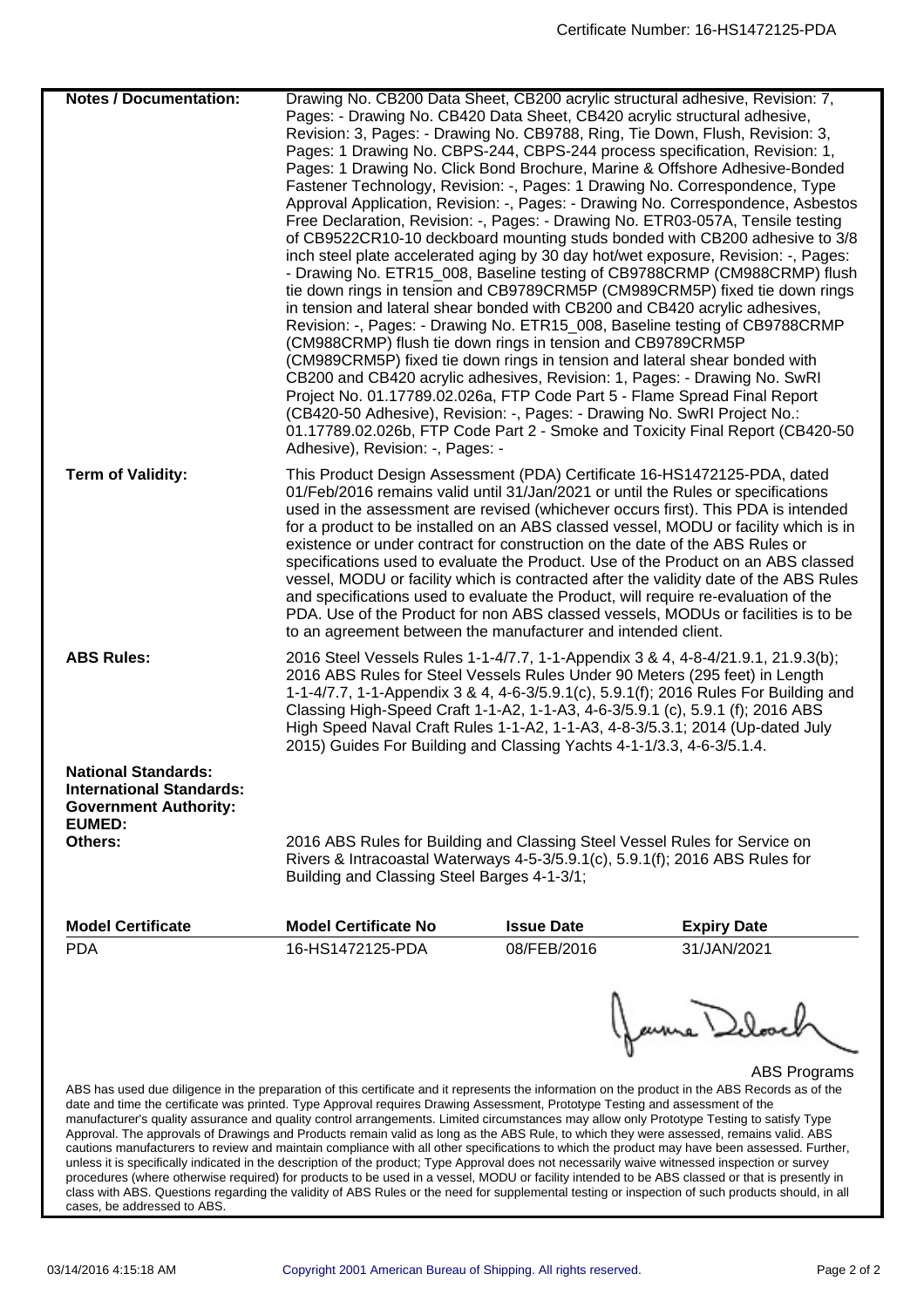Certificate Number: 16-HS1472125-PDA

**Notes / Documentation:** Drawing No. CB200 Data Sheet, CB200 acrylic structural adhesive, Revision: 7, Pages: - Drawing No. CB420 Data Sheet, CB420 acrylic structural adhesive, Revision: 3, Pages: - Drawing No. CB9788, Ring, Tie Down, Flush, Revision: 3, Pages: 1 Drawing No. CBPS-244, CBPS-244 process specification, Revision: 1, Pages: 1 Drawing No. Click Bond Brochure, Marine & Offshore Adhesive-Bonded Fastener Technology, Revision: -, Pages: 1 Drawing No. Correspondence, Type Approval Application, Revision: -, Pages: - Drawing No. Correspondence, Asbestos Free Declaration, Revision: -, Pages: - Drawing No. ETR03-057A, Tensile testing of CB9522CR10-10 deckboard mounting studs bonded with CB200 adhesive to 3/8 inch steel plate accelerated aging by 30 day hot/wet exposure, Revision: -, Pages: - Drawing No. ETR15_008, Baseline testing of CB9788CRMP (CM988CRMP) flush tie down rings in tension and CB9789CRM5P (CM989CRM5P) fixed tie down rings in tension and lateral shear bonded with CB200 and CB420 acrylic adhesives, Revision: -, Pages: - Drawing No. ETR15_008, Baseline testing of CB9788CRMP (CM988CRMP) flush tie down rings in tension and CB9789CRM5P (CM989CRM5P) fixed tie down rings in tension and lateral shear bonded with CB200 and CB420 acrylic adhesives, Revision: 1, Pages: - Drawing No. SwRI Project No. 01.17789.02.026a, FTP Code Part 5 - Flame Spread Final Report (CB420-50 Adhesive), Revision: -, Pages: - Drawing No. SwRI Project No.: 01.17789.02.026b, FTP Code Part 2 - Smoke and Toxicity Final Report (CB420-50 Adhesive), Revision: -, Pages: -

**Term of Validity:** This Product Design Assessment (PDA) Certificate 16-HS1472125-PDA, dated 01/Feb/2016 remains valid until 31/Jan/2021 or until the Rules or specifications used in the assessment are revised (whichever occurs first). This PDA is intended for a product to be installed on an ABS classed vessel, MODU or facility which is in existence or under contract for construction on the date of the ABS Rules or specifications used to evaluate the Product. Use of the Product on an ABS classed vessel, MODU or facility which is contracted after the validity date of the ABS Rules and specifications used to evaluate the Product, will require re-evaluation of the PDA. Use of the Product for non ABS classed vessels, MODUs or facilities is to be to an agreement between the manufacturer and intended client.

**ABS Rules:** 2016 Steel Vessels Rules 1-1-4/7.7, 1-1-Appendix 3 & 4, 4-8-4/21.9.1, 21.9.3(b); 2016 ABS Rules for Steel Vessels Rules Under 90 Meters (295 feet) in Length 1-1-4/7.7, 1-1-Appendix 3 & 4, 4-6-3/5.9.1(c), 5.9.1(f); 2016 Rules For Building and Classing High-Speed Craft 1-1-A2, 1-1-A3, 4-6-3/5.9.1 (c), 5.9.1 (f); 2016 ABS High Speed Naval Craft Rules 1-1-A2, 1-1-A3, 4-8-3/5.3.1; 2014 (Up-dated July 2015) Guides For Building and Classing Yachts 4-1-1/3.3, 4-6-3/5.1.4.

**National Standards:**
**International Standards:**
**Government Authority:**
**EUMED:**
**Others:** 2016 ABS Rules for Building and Classing Steel Vessel Rules for Service on Rivers & Intracoastal Waterways 4-5-3/5.9.1(c), 5.9.1(f); 2016 ABS Rules for Building and Classing Steel Barges 4-1-3/1;

| Model Certificate | Model Certificate No | Issue Date | Expiry Date |
|---|---|---|---|
| PDA | 16-HS1472125-PDA | 08/FEB/2016 | 31/JAN/2021 |

ABS Programs

ABS has used due diligence in the preparation of this certificate and it represents the information on the product in the ABS Records as of the date and time the certificate was printed. Type Approval requires Drawing Assessment, Prototype Testing and assessment of the manufacturer's quality assurance and quality control arrangements. Limited circumstances may allow only Prototype Testing to satisfy Type Approval. The approvals of Drawings and Products remain valid as long as the ABS Rule, to which they were assessed, remains valid. ABS cautions manufacturers to review and maintain compliance with all other specifications to which the product may have been assessed. Further, unless it is specifically indicated in the description of the product; Type Approval does not necessarily waive witnessed inspection or survey procedures (where otherwise required) for products to be used in a vessel, MODU or facility intended to be ABS classed or that is presently in class with ABS. Questions regarding the validity of ABS Rules or the need for supplemental testing or inspection of such products should, in all cases, be addressed to ABS.

03/14/2016 4:15:18 AM Copyright 2001 American Bureau of Shipping. All rights reserved.